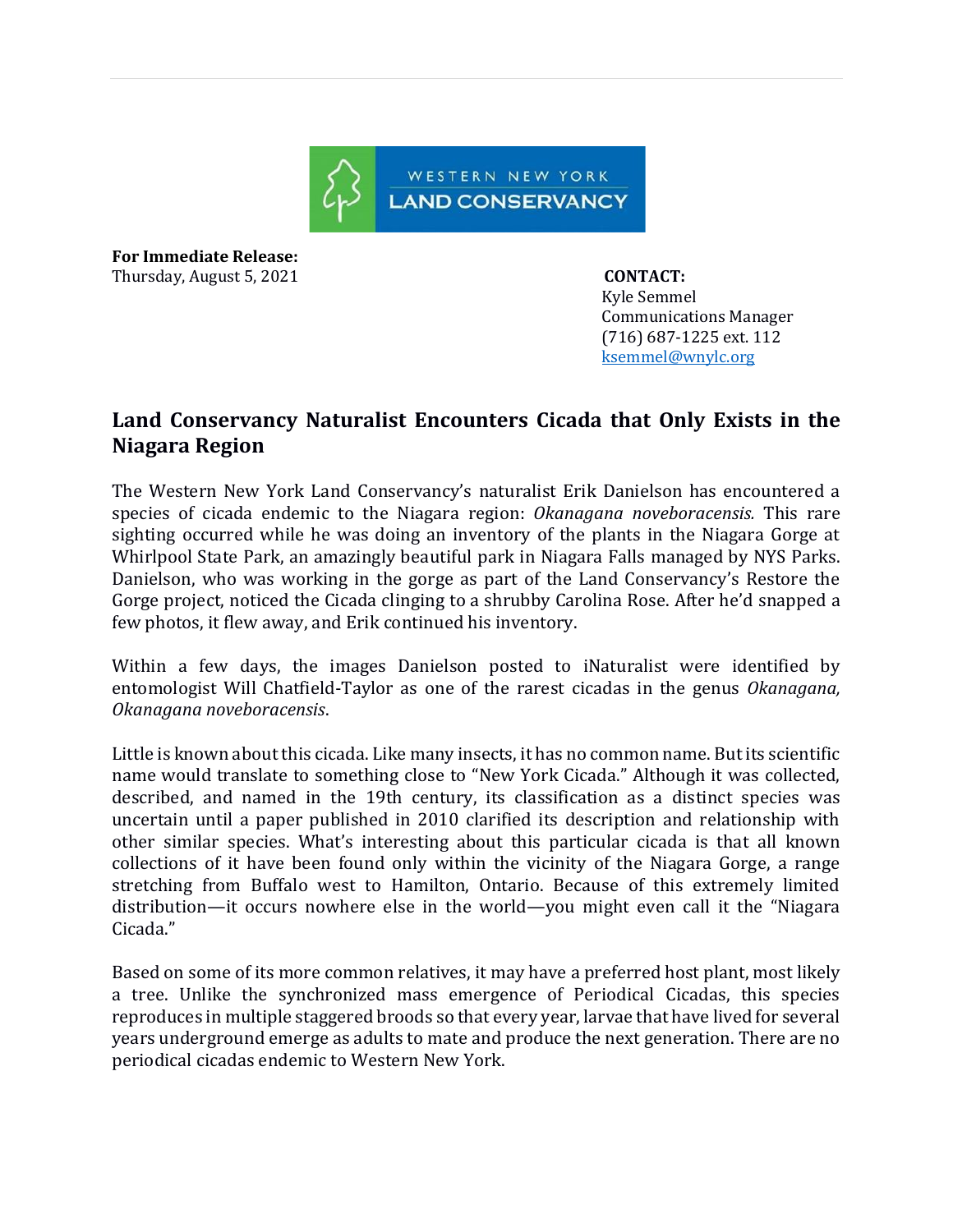WESTERN NEW YORK LAND CONSERVANCY

**For Immediate Release:**
Thursday, August 5, 2021

**CONTACT:**
Kyle Semmel
Communications Manager
(716) 687-1225 ext. 112
ksemmel@wnylc.org

## Land Conservancy Naturalist Encounters Cicada that Only Exists in the Niagara Region

The Western New York Land Conservancy's naturalist Erik Danielson has encountered a species of cicada endemic to the Niagara region: *Okanagana noveboracensis.* This rare sighting occurred while he was doing an inventory of the plants in the Niagara Gorge at Whirlpool State Park, an amazingly beautiful park in Niagara Falls managed by NYS Parks. Danielson, who was working in the gorge as part of the Land Conservancy's Restore the Gorge project, noticed the Cicada clinging to a shrubby Carolina Rose. After he'd snapped a few photos, it flew away, and Erik continued his inventory.

Within a few days, the images Danielson posted to iNaturalist were identified by entomologist Will Chatfield-Taylor as one of the rarest cicadas in the genus *Okanagana, Okanagana noveboracensis*.

Little is known about this cicada. Like many insects, it has no common name. But its scientific name would translate to something close to "New York Cicada." Although it was collected, described, and named in the 19th century, its classification as a distinct species was uncertain until a paper published in 2010 clarified its description and relationship with other similar species. What's interesting about this particular cicada is that all known collections of it have been found only within the vicinity of the Niagara Gorge, a range stretching from Buffalo west to Hamilton, Ontario. Because of this extremely limited distribution—it occurs nowhere else in the world—you might even call it the "Niagara Cicada."

Based on some of its more common relatives, it may have a preferred host plant, most likely a tree. Unlike the synchronized mass emergence of Periodical Cicadas, this species reproduces in multiple staggered broods so that every year, larvae that have lived for several years underground emerge as adults to mate and produce the next generation. There are no periodical cicadas endemic to Western New York.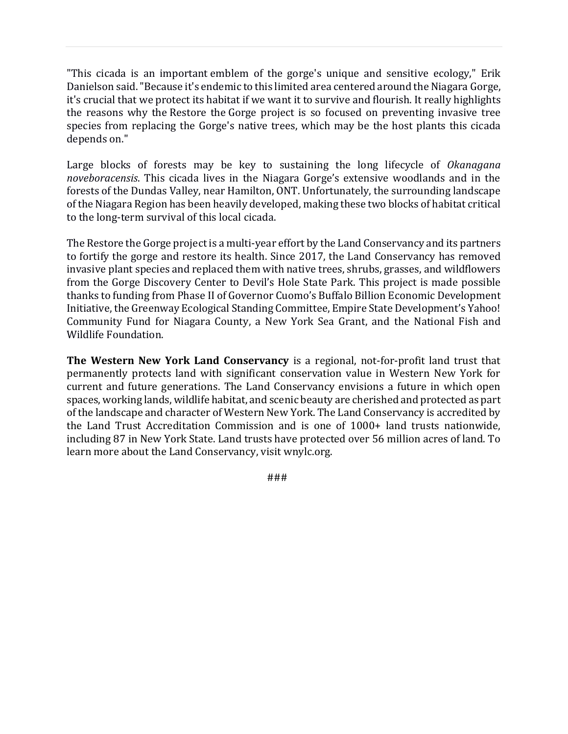"This cicada is an important emblem of the gorge's unique and sensitive ecology," Erik Danielson said. "Because it's endemic to this limited area centered around the Niagara Gorge, it's crucial that we protect its habitat if we want it to survive and flourish. It really highlights the reasons why the Restore the Gorge project is so focused on preventing invasive tree species from replacing the Gorge's native trees, which may be the host plants this cicada depends on."

Large blocks of forests may be key to sustaining the long lifecycle of *Okanagana noveboracensis*. This cicada lives in the Niagara Gorge's extensive woodlands and in the forests of the Dundas Valley, near Hamilton, ONT. Unfortunately, the surrounding landscape of the Niagara Region has been heavily developed, making these two blocks of habitat critical to the long-term survival of this local cicada.

The Restore the Gorge project is a multi-year effort by the Land Conservancy and its partners to fortify the gorge and restore its health. Since 2017, the Land Conservancy has removed invasive plant species and replaced them with native trees, shrubs, grasses, and wildflowers from the Gorge Discovery Center to Devil's Hole State Park. This project is made possible thanks to funding from Phase II of Governor Cuomo's Buffalo Billion Economic Development Initiative, the Greenway Ecological Standing Committee, Empire State Development's Yahoo! Community Fund for Niagara County, a New York Sea Grant, and the National Fish and Wildlife Foundation.

**The Western New York Land Conservancy** is a regional, not-for-profit land trust that permanently protects land with significant conservation value in Western New York for current and future generations. The Land Conservancy envisions a future in which open spaces, working lands, wildlife habitat, and scenic beauty are cherished and protected as part of the landscape and character of Western New York. The Land Conservancy is accredited by the Land Trust Accreditation Commission and is one of 1000+ land trusts nationwide, including 87 in New York State. Land trusts have protected over 56 million acres of land. To learn more about the Land Conservancy, visit wnylc.org.

###